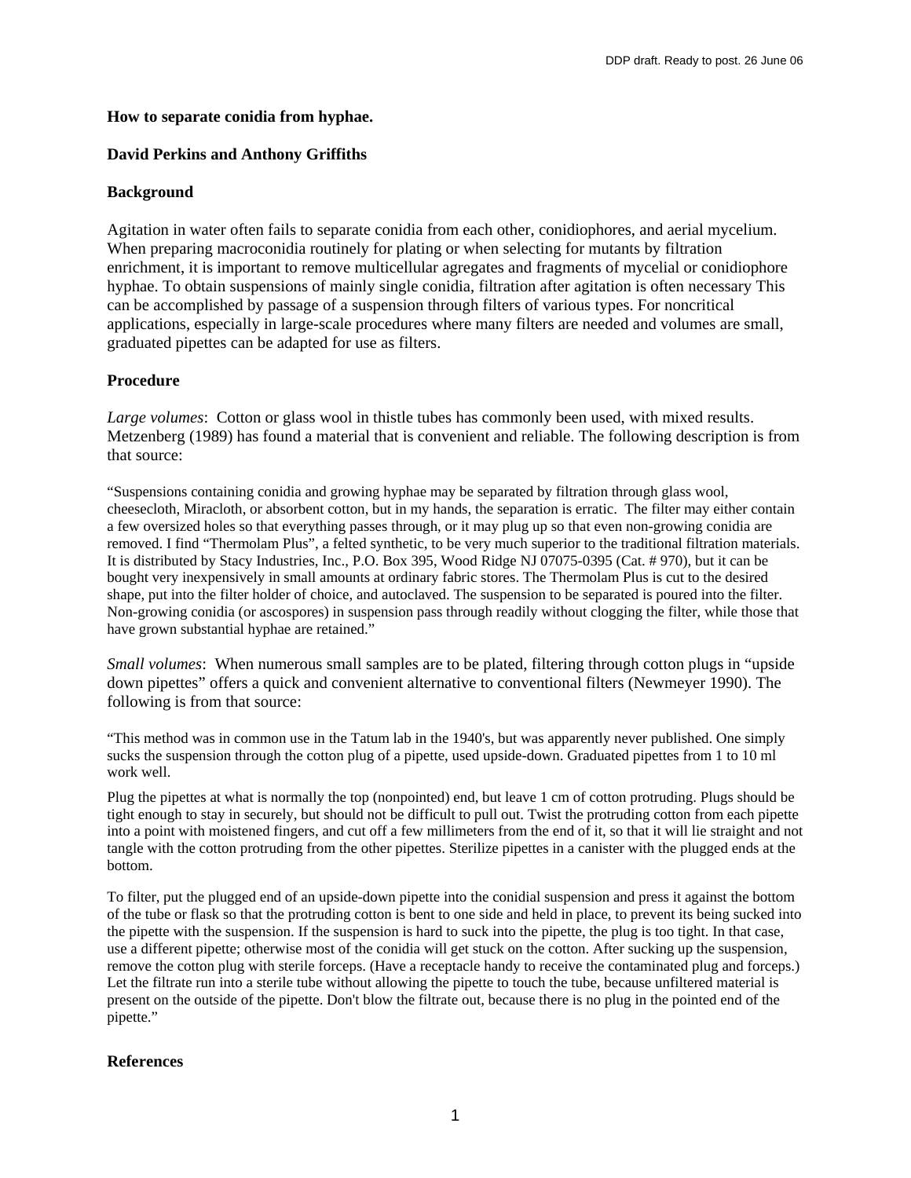**How to separate conidia from hyphae.**

**David Perkins and Anthony Griffiths**

**Background**

Agitation in water often fails to separate conidia from each other, conidiophores, and aerial mycelium. When preparing macroconidia routinely for plating or when selecting for mutants by filtration enrichment, it is important to remove multicellular agregates and fragments of mycelial or conidiophore hyphae. To obtain suspensions of mainly single conidia, filtration after agitation is often necessary This can be accomplished by passage of a suspension through filters of various types. For noncritical applications, especially in large-scale procedures where many filters are needed and volumes are small, graduated pipettes can be adapted for use as filters.

**Procedure**

*Large volumes*: Cotton or glass wool in thistle tubes has commonly been used, with mixed results. Metzenberg (1989) has found a material that is convenient and reliable. The following description is from that source:

"Suspensions containing conidia and growing hyphae may be separated by filtration through glass wool, cheesecloth, Miracloth, or absorbent cotton, but in my hands, the separation is erratic. The filter may either contain a few oversized holes so that everything passes through, or it may plug up so that even non-growing conidia are removed. I find "Thermolam Plus", a felted synthetic, to be very much superior to the traditional filtration materials. It is distributed by Stacy Industries, Inc., P.O. Box 395, Wood Ridge NJ 07075-0395 (Cat. # 970), but it can be bought very inexpensively in small amounts at ordinary fabric stores. The Thermolam Plus is cut to the desired shape, put into the filter holder of choice, and autoclaved. The suspension to be separated is poured into the filter. Non-growing conidia (or ascospores) in suspension pass through readily without clogging the filter, while those that have grown substantial hyphae are retained."

*Small volumes*: When numerous small samples are to be plated, filtering through cotton plugs in "upside down pipettes" offers a quick and convenient alternative to conventional filters (Newmeyer 1990). The following is from that source:

"This method was in common use in the Tatum lab in the 1940's, but was apparently never published. One simply sucks the suspension through the cotton plug of a pipette, used upside-down. Graduated pipettes from 1 to 10 ml work well.

Plug the pipettes at what is normally the top (nonpointed) end, but leave 1 cm of cotton protruding. Plugs should be tight enough to stay in securely, but should not be difficult to pull out. Twist the protruding cotton from each pipette into a point with moistened fingers, and cut off a few millimeters from the end of it, so that it will lie straight and not tangle with the cotton protruding from the other pipettes. Sterilize pipettes in a canister with the plugged ends at the bottom.

To filter, put the plugged end of an upside-down pipette into the conidial suspension and press it against the bottom of the tube or flask so that the protruding cotton is bent to one side and held in place, to prevent its being sucked into the pipette with the suspension. If the suspension is hard to suck into the pipette, the plug is too tight. In that case, use a different pipette; otherwise most of the conidia will get stuck on the cotton. After sucking up the suspension, remove the cotton plug with sterile forceps. (Have a receptacle handy to receive the contaminated plug and forceps.) Let the filtrate run into a sterile tube without allowing the pipette to touch the tube, because unfiltered material is present on the outside of the pipette. Don't blow the filtrate out, because there is no plug in the pointed end of the pipette."

**References**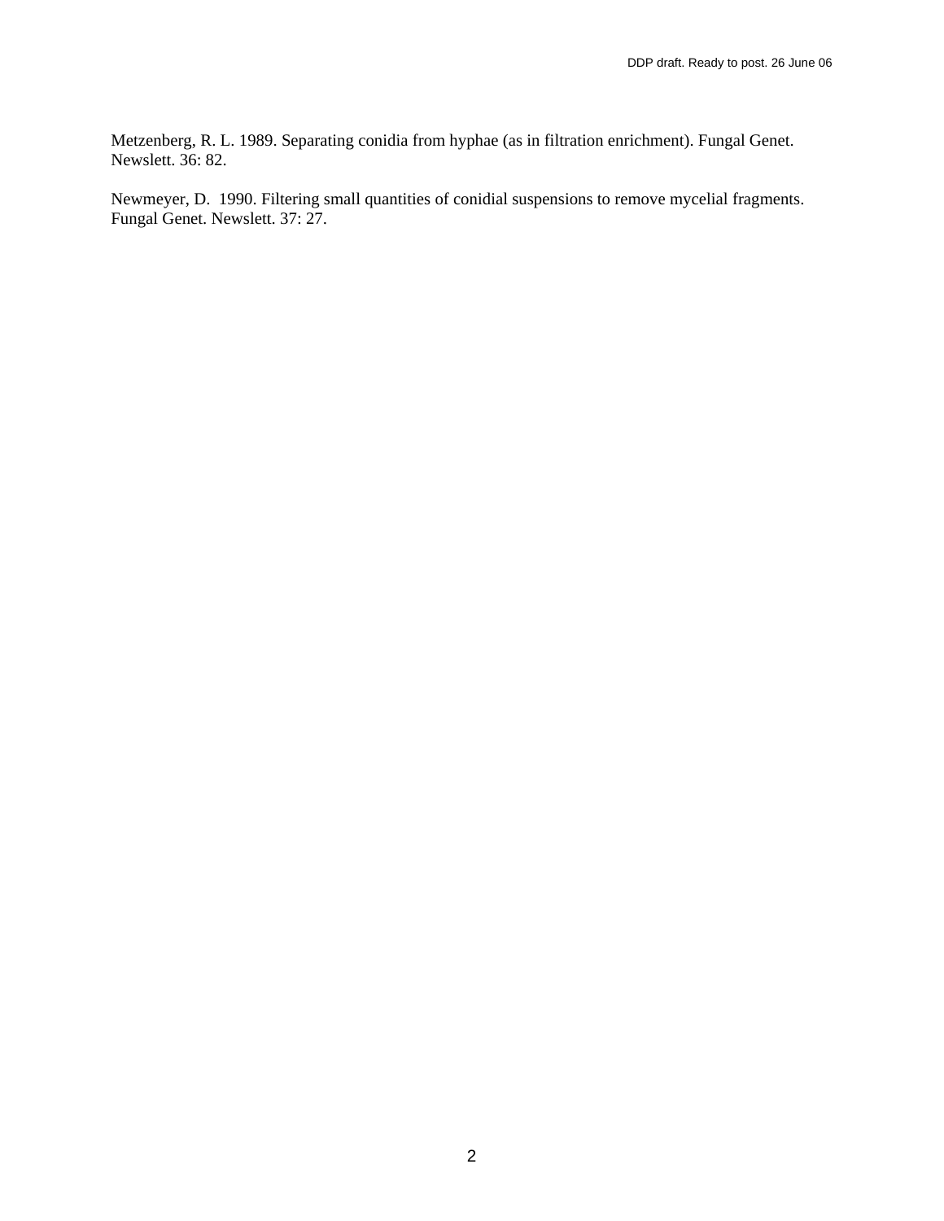Metzenberg, R. L. 1989. Separating conidia from hyphae (as in filtration enrichment). Fungal Genet. Newslett. 36: 82.

Newmeyer, D. 1990. Filtering small quantities of conidial suspensions to remove mycelial fragments. Fungal Genet. Newslett. 37: 27.